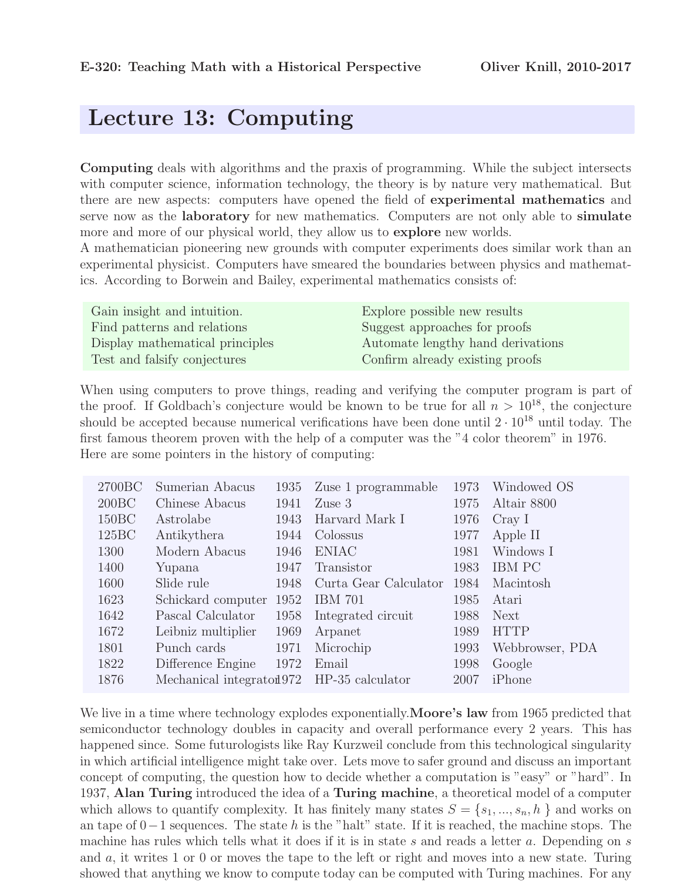# Lecture 13: Computing

**Computing** deals with algorithms and the praxis of programming. While the subject intersects with computer science, information technology, the theory is by nature very mathematical. But there are new aspects: computers have opened the field of **experimental mathematics** and serve now as the **laboratory** for new mathematics. Computers are not only able to **simulate** more and more of our physical world, they allow us to **explore** new worlds.
A mathematician pioneering new grounds with computer experiments does similar work than an experimental physicist. Computers have smeared the boundaries between physics and mathematics. According to Borwein and Bailey, experimental mathematics consists of:

| | |
|---|---|
| Gain insight and intuition. | Explore possible new results |
| Find patterns and relations | Suggest approaches for proofs |
| Display mathematical principles | Automate lengthy hand derivations |
| Test and falsify conjectures | Confirm already existing proofs |

When using computers to prove things, reading and verifying the computer program is part of the proof. If Goldbach's conjecture would be known to be true for all $n > 10^{18}$, the conjecture should be accepted because numerical verifications have been done until $2 \cdot 10^{18}$ until today. The first famous theorem proven with the help of a computer was the "4 color theorem" in 1976. Here are some pointers in the history of computing:

| | | | | | |
|---|---|---|---|---|---|
| 2700BC | Sumerian Abacus | 1935 | Zuse 1 programmable | 1973 | Windowed OS |
| 200BC | Chinese Abacus | 1941 | Zuse 3 | 1975 | Altair 8800 |
| 150BC | Astrolabe | 1943 | Harvard Mark I | 1976 | Cray I |
| 125BC | Antikythera | 1944 | Colossus | 1977 | Apple II |
| 1300 | Modern Abacus | 1946 | ENIAC | 1981 | Windows I |
| 1400 | Yupana | 1947 | Transistor | 1983 | IBM PC |
| 1600 | Slide rule | 1948 | Curta Gear Calculator | 1984 | Macintosh |
| 1623 | Schickard computer | 1952 | IBM 701 | 1985 | Atari |
| 1642 | Pascal Calculator | 1958 | Integrated circuit | 1988 | Next |
| 1672 | Leibniz multiplier | 1969 | Arpanet | 1989 | HTTP |
| 1801 | Punch cards | 1971 | Microchip | 1993 | Webbrowser, PDA |
| 1822 | Difference Engine | 1972 | Email | 1998 | Google |
| 1876 | Mechanical integrator | 1972 | HP-35 calculator | 2007 | iPhone |

We live in a time where technology explodes exponentially.**Moore's law** from 1965 predicted that semiconductor technology doubles in capacity and overall performance every 2 years. This has happened since. Some futurologists like Ray Kurzweil conclude from this technological singularity in which artificial intelligence might take over. Lets move to safer ground and discuss an important concept of computing, the question how to decide whether a computation is "easy" or "hard". In 1937, **Alan Turing** introduced the idea of a **Turing machine**, a theoretical model of a computer which allows to quantify complexity. It has finitely many states $S = \{s_1, ..., s_n, h\}$ and works on an tape of $0-1$ sequences. The state $h$ is the "halt" state. If it is reached, the machine stops. The machine has rules which tells what it does if it is in state $s$ and reads a letter $a$. Depending on $s$ and $a$, it writes 1 or 0 or moves the tape to the left or right and moves into a new state. Turing showed that anything we know to compute today can be computed with Turing machines. For any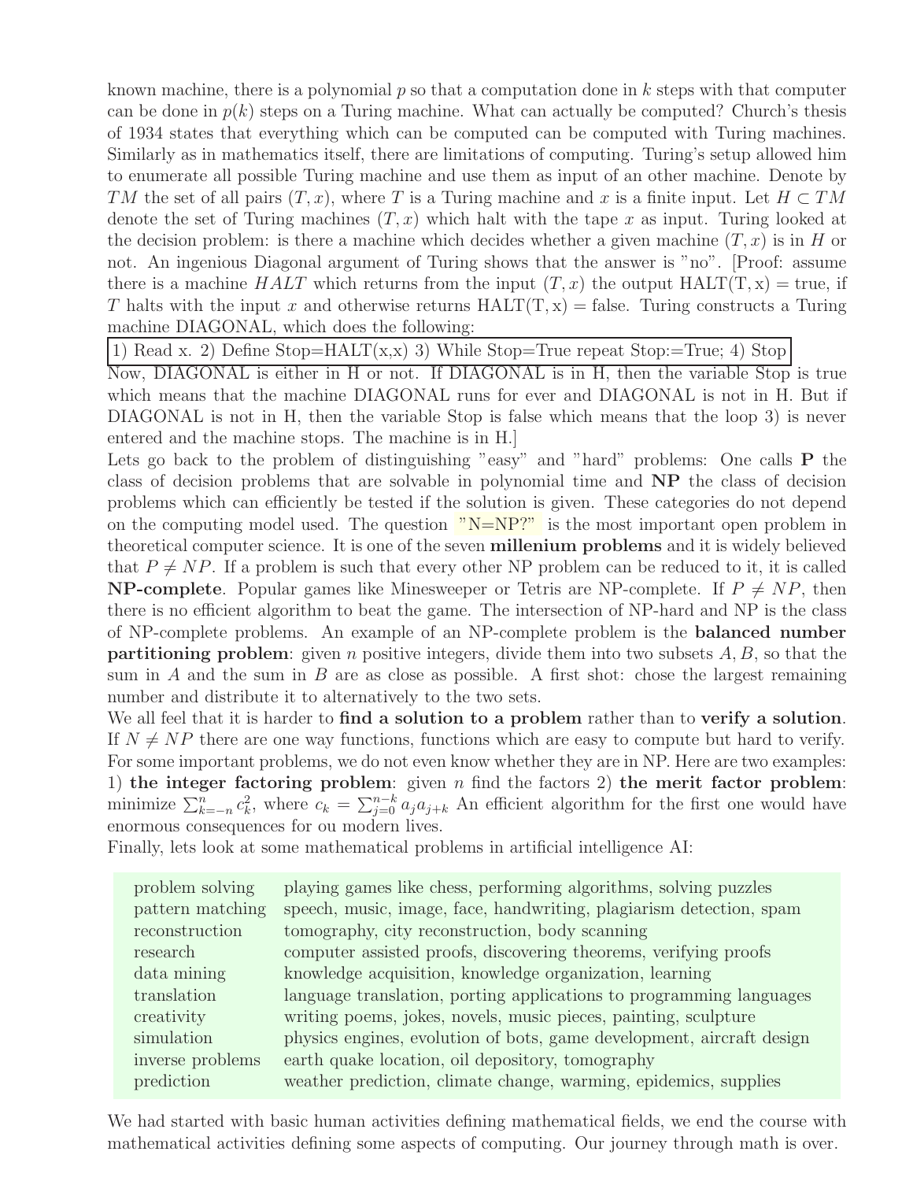known machine, there is a polynomial $p$ so that a computation done in $k$ steps with that computer can be done in $p(k)$ steps on a Turing machine. What can actually be computed? Church's thesis of 1934 states that everything which can be computed can be computed with Turing machines. Similarly as in mathematics itself, there are limitations of computing. Turing's setup allowed him to enumerate all possible Turing machine and use them as input of an other machine. Denote by $TM$ the set of all pairs $(T, x)$, where $T$ is a Turing machine and $x$ is a finite input. Let $H \subset TM$ denote the set of Turing machines $(T, x)$ which halt with the tape $x$ as input. Turing looked at the decision problem: is there a machine which decides whether a given machine $(T, x)$ is in $H$ or not. An ingenious Diagonal argument of Turing shows that the answer is "no". [Proof: assume there is a machine $HALT$ which returns from the input $(T, x)$ the output HALT(T, x) = true, if $T$ halts with the input $x$ and otherwise returns HALT(T, x) = false. Turing constructs a Turing machine DIAGONAL, which does the following:

```
1) Read x. 2) Define Stop=HALT(x,x) 3) While Stop=True repeat Stop:=True; 4) Stop
```

Now, DIAGONAL is either in H or not. If DIAGONAL is in H, then the variable Stop is true which means that the machine DIAGONAL runs for ever and DIAGONAL is not in H. But if DIAGONAL is not in H, then the variable Stop is false which means that the loop 3) is never entered and the machine stops. The machine is in H.]

Lets go back to the problem of distinguishing "easy" and "hard" problems: One calls **P** the class of decision problems that are solvable in polynomial time and **NP** the class of decision problems which can efficiently be tested if the solution is given. These categories do not depend on the computing model used. The question "N=NP?" is the most important open problem in theoretical computer science. It is one of the seven **millenium problems** and it is widely believed that $P \neq NP$. If a problem is such that every other NP problem can be reduced to it, it is called **NP-complete**. Popular games like Minesweeper or Tetris are NP-complete. If $P \neq NP$, then there is no efficient algorithm to beat the game. The intersection of NP-hard and NP is the class of NP-complete problems. An example of an NP-complete problem is the **balanced number partitioning problem**: given $n$ positive integers, divide them into two subsets $A, B$, so that the sum in $A$ and the sum in $B$ are as close as possible. A first shot: chose the largest remaining number and distribute it to alternatively to the two sets.

We all feel that it is harder to **find a solution to a problem** rather than to **verify a solution**. If $N \neq NP$ there are one way functions, functions which are easy to compute but hard to verify. For some important problems, we do not even know whether they are in NP. Here are two examples: 1) **the integer factoring problem**: given $n$ find the factors 2) **the merit factor problem**: minimize $\sum_{k=-n}^{n} c_k^2$, where $c_k = \sum_{j=0}^{n-k} a_j a_{j+k}$ An efficient algorithm for the first one would have enormous consequences for ou modern lives.

Finally, lets look at some mathematical problems in artificial intelligence AI:

| | |
|---|---|
| problem solving | playing games like chess, performing algorithms, solving puzzles |
| pattern matching | speech, music, image, face, handwriting, plagiarism detection, spam |
| reconstruction | tomography, city reconstruction, body scanning |
| research | computer assisted proofs, discovering theorems, verifying proofs |
| data mining | knowledge acquisition, knowledge organization, learning |
| translation | language translation, porting applications to programming languages |
| creativity | writing poems, jokes, novels, music pieces, painting, sculpture |
| simulation | physics engines, evolution of bots, game development, aircraft design |
| inverse problems | earth quake location, oil depository, tomography |
| prediction | weather prediction, climate change, warming, epidemics, supplies |

We had started with basic human activities defining mathematical fields, we end the course with mathematical activities defining some aspects of computing. Our journey through math is over.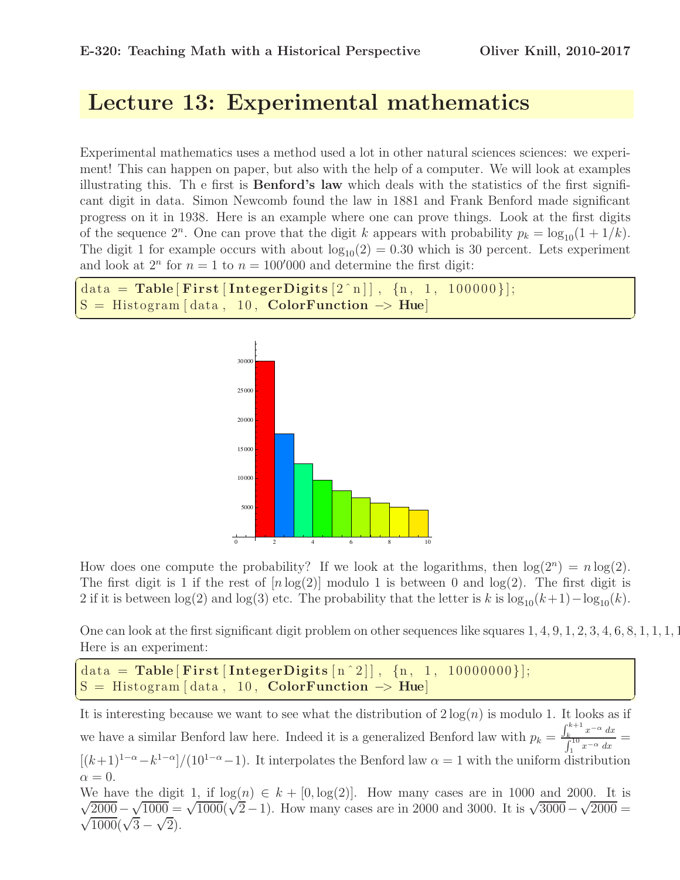# Lecture 13: Experimental mathematics

Experimental mathematics uses a method used a lot in other natural sciences sciences: we experiment! This can happen on paper, but also with the help of a computer. We will look at examples illustrating this. Th e first is **Benford's law** which deals with the statistics of the first significant digit in data. Simon Newcomb found the law in 1881 and Frank Benford made significant progress on it in 1938. Here is an example where one can prove things. Look at the first digits of the sequence $2^n$. One can prove that the digit $k$ appears with probability $p_k = \log_{10}(1 + 1/k)$. The digit 1 for example occurs with about $\log_{10}(2) = 0.30$ which is 30 percent. Lets experiment and look at $2^n$ for $n = 1$ to $n = 100'000$ and determine the first digit:

```
data = Table[First[IntegerDigits[2^n]], {n, 1, 100000}];
S = Histogram[data, 10, ColorFunction -> Hue]
```

How does one compute the probability? If we look at the logarithms, then $\log(2^n) = n\log(2)$. The first digit is 1 if the rest of $[n\log(2)]$ modulo 1 is between 0 and $\log(2)$. The first digit is 2 if it is between $\log(2)$ and $\log(3)$ etc. The probability that the letter is $k$ is $\log_{10}(k+1) - \log_{10}(k)$.

One can look at the first significant digit problem on other sequences like squares 1, 4, 9, 1, 2, 3, 4, 6, 8, 1, 1, 1, 1
Here is an experiment:

```
data = Table[First[IntegerDigits[n^2]], {n, 1, 10000000}];
S = Histogram[data, 10, ColorFunction -> Hue]
```

It is interesting because we want to see what the distribution of $2\log(n)$ is modulo 1. It looks as if we have a similar Benford law here. Indeed it is a generalized Benford law with $p_k = \frac{\int_k^{k+1} x^{-\alpha}\, dx}{\int_1^{10} x^{-\alpha}\, dx} = [(k+1)^{1-\alpha} - k^{1-\alpha}]/(10^{1-\alpha} - 1)$. It interpolates the Benford law $\alpha = 1$ with the uniform distribution $\alpha = 0$.

We have the digit 1, if $\log(n) \in k + [0, \log(2)]$. How many cases are in 1000 and 2000. It is $\sqrt{2000} - \sqrt{1000} = \sqrt{1000}(\sqrt{2} - 1)$. How many cases are in 2000 and 3000. It is $\sqrt{3000} - \sqrt{2000} = \sqrt{1000}(\sqrt{3} - \sqrt{2})$.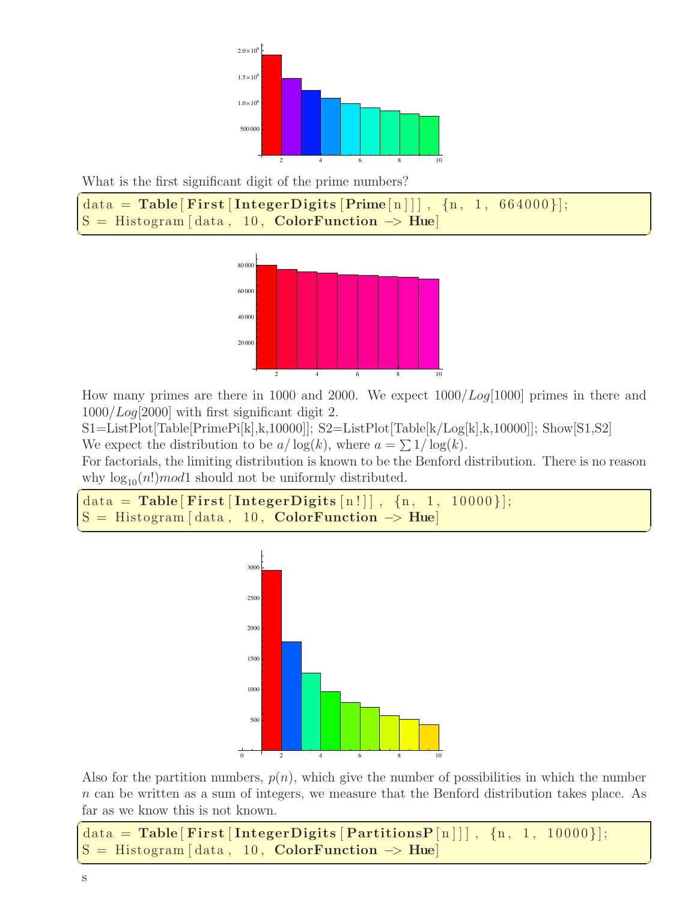2.0×10⁶
1.5×10⁶
1.0×10⁶
500 000
2
4
6
8
10

What is the first significant digit of the prime numbers?

```
data = Table[First[IntegerDigits[Prime[n]]], {n, 1, 664000}];
S = Histogram[data, 10, ColorFunction -> Hue]
```

80 000
60 000
40 000
20 000
2
4
6
8
10

How many primes are there in 1000 and 2000. We expect $1000/Log[1000]$ primes in there and $1000/Log[2000]$ with first significant digit 2.

S1=ListPlot[Table[PrimePi[k],k,10000]]; S2=ListPlot[Table[k/Log[k],k,10000]]; Show[S1,S2]

We expect the distribution to be $a/\log(k)$, where $a = \sum 1/\log(k)$.

For factorials, the limiting distribution is known to be the Benford distribution. There is no reason why $\log_{10}(n!) mod 1$ should not be uniformly distributed.

```
data = Table[First[IntegerDigits[n!]], {n, 1, 10000}];
S = Histogram[data, 10, ColorFunction -> Hue]
```

3000
2500
2000
1500
1000
500
0
2
4
6
8
10

Also for the partition numbers, $p(n)$, which give the number of possibilities in which the number $n$ can be written as a sum of integers, we measure that the Benford distribution takes place. As far as we know this is not known.

```
data = Table[First[IntegerDigits[PartitionsP[n]]], {n, 1, 10000}];
S = Histogram[data, 10, ColorFunction -> Hue]
```

s